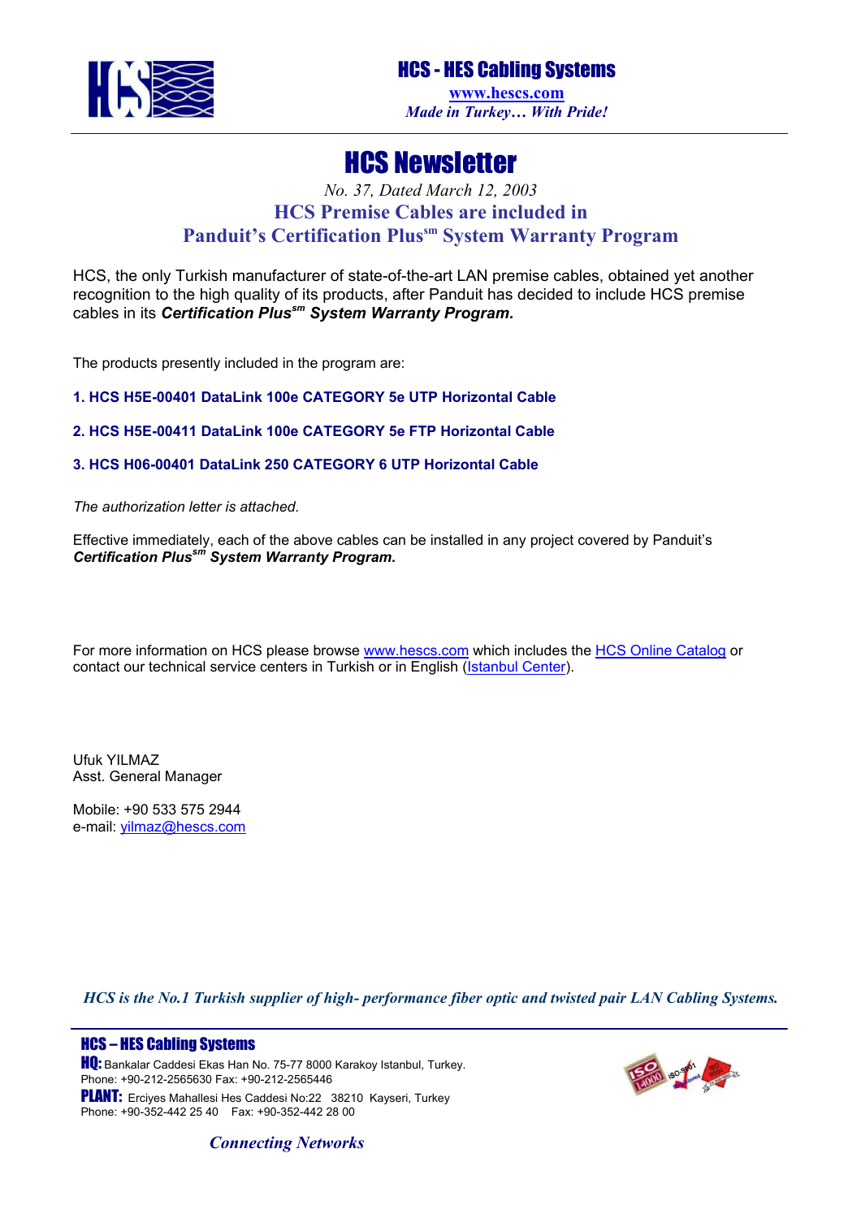**HCS - HES Cabling Systems**
www.hescs.com
*Made in Turkey… With Pride!*

# HCS Newsletter

*No. 37, Dated March 12, 2003*

## HCS Premise Cables are included in Panduit's Certification Plus[sm] System Warranty Program

HCS, the only Turkish manufacturer of state-of-the-art LAN premise cables, obtained yet another recognition to the high quality of its products, after Panduit has decided to include HCS premise cables in its ***Certification Plus[sm] System Warranty Program.***

The products presently included in the program are:

**1. HCS H5E-00401 DataLink 100e CATEGORY 5e UTP Horizontal Cable**

**2. HCS H5E-00411 DataLink 100e CATEGORY 5e FTP Horizontal Cable**

**3. HCS H06-00401 DataLink 250 CATEGORY 6 UTP Horizontal Cable**

*The authorization letter is attached.*

Effective immediately, each of the above cables can be installed in any project covered by Panduit's ***Certification Plus[sm] System Warranty Program.***

For more information on HCS please browse www.hescs.com which includes the HCS Online Catalog or contact our technical service centers in Turkish or in English (Istanbul Center).

Ufuk YILMAZ
Asst. General Manager

Mobile: +90 533 575 2944
e-mail: yilmaz@hescs.com

*HCS is the No.1 Turkish supplier of high- performance fiber optic and twisted pair LAN Cabling Systems.*

**HCS – HES Cabling Systems**
**HQ:** Bankalar Caddesi Ekas Han No. 75-77 8000 Karakoy Istanbul, Turkey.
Phone: +90-212-2565630 Fax: +90-212-2565446
**PLANT:** Erciyes Mahallesi Hes Caddesi No:22 38210 Kayseri, Turkey
Phone: +90-352-442 25 40 Fax: +90-352-442 28 00

*Connecting Networks*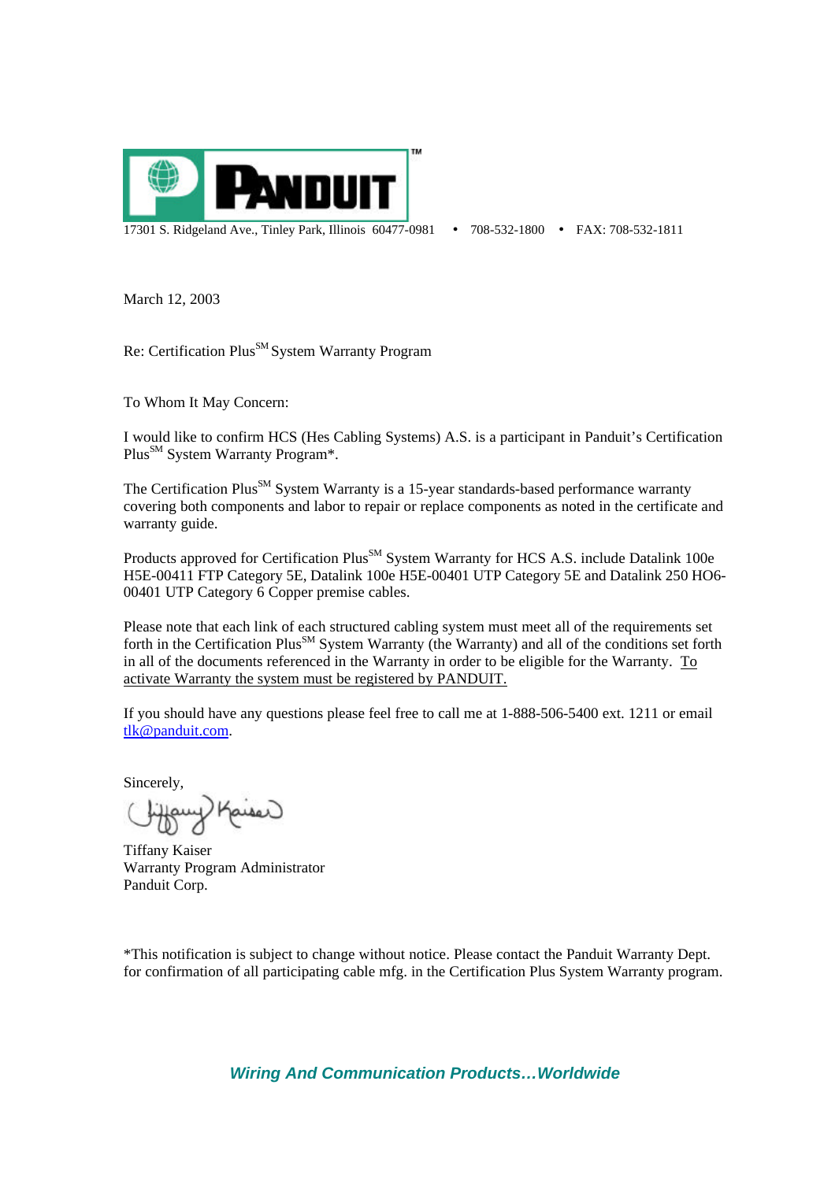PANDUIT™

17301 S. Ridgeland Ave., Tinley Park, Illinois 60477-0981 • 708-532-1800 • FAX: 708-532-1811

March 12, 2003

Re: Certification Plus[SM] System Warranty Program

To Whom It May Concern:

I would like to confirm HCS (Hes Cabling Systems) A.S. is a participant in Panduit's Certification Plus[SM] System Warranty Program*.

The Certification Plus[SM] System Warranty is a 15-year standards-based performance warranty covering both components and labor to repair or replace components as noted in the certificate and warranty guide.

Products approved for Certification Plus[SM] System Warranty for HCS A.S. include Datalink 100e H5E-00411 FTP Category 5E, Datalink 100e H5E-00401 UTP Category 5E and Datalink 250 HO6-00401 UTP Category 6 Copper premise cables.

Please note that each link of each structured cabling system must meet all of the requirements set forth in the Certification Plus[SM] System Warranty (the Warranty) and all of the conditions set forth in all of the documents referenced in the Warranty in order to be eligible for the Warranty. To activate Warranty the system must be registered by PANDUIT.

If you should have any questions please feel free to call me at 1-888-506-5400 ext. 1211 or email tlk@panduit.com.

Sincerely,

Tiffany Kaiser
Warranty Program Administrator
Panduit Corp.

*This notification is subject to change without notice. Please contact the Panduit Warranty Dept. for confirmation of all participating cable mfg. in the Certification Plus System Warranty program.

***Wiring And Communication Products…Worldwide***